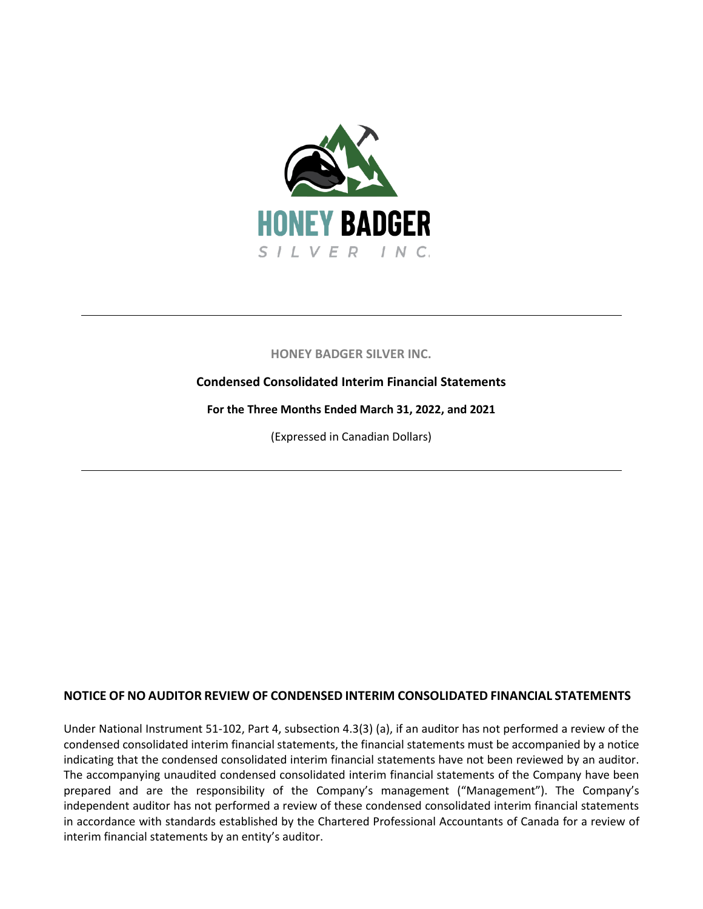HONEY BADGER SILVER INC.

**Condensed Consolidated Interim Financial Statements**

**For the Three Months Ended March 31, 2022, and 2021**

(Expressed in Canadian Dollars)

---

## NOTICE OF NO AUDITOR REVIEW OF CONDENSED INTERIM CONSOLIDATED FINANCIAL STATEMENTS

Under National Instrument 51-102, Part 4, subsection 4.3(3) (a), if an auditor has not performed a review of the condensed consolidated interim financial statements, the financial statements must be accompanied by a notice indicating that the condensed consolidated interim financial statements have not been reviewed by an auditor. The accompanying unaudited condensed consolidated interim financial statements of the Company have been prepared and are the responsibility of the Company's management ("Management"). The Company's independent auditor has not performed a review of these condensed consolidated interim financial statements in accordance with standards established by the Chartered Professional Accountants of Canada for a review of interim financial statements by an entity's auditor.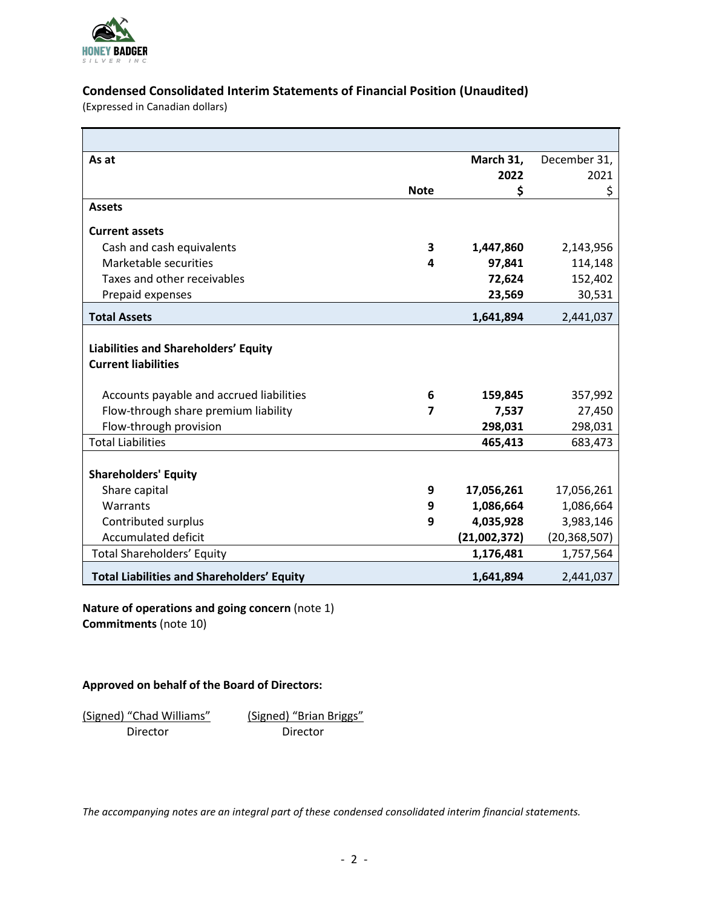## Condensed Consolidated Interim Statements of Financial Position (Unaudited)

(Expressed in Canadian dollars)

| As at | Note | March 31, 2022 $ | December 31, 2021 $ |
|---|---|---|---|
| **Assets** | | | |
| **Current assets** | | | |
| Cash and cash equivalents | 3 | **1,447,860** | 2,143,956 |
| Marketable securities | 4 | **97,841** | 114,148 |
| Taxes and other receivables | | **72,624** | 152,402 |
| Prepaid expenses | | **23,569** | 30,531 |
| **Total Assets** | | **1,641,894** | 2,441,037 |
| **Liabilities and Shareholders' Equity** | | | |
| **Current liabilities** | | | |
| Accounts payable and accrued liabilities | 6 | **159,845** | 357,992 |
| Flow-through share premium liability | 7 | **7,537** | 27,450 |
| Flow-through provision | | **298,031** | 298,031 |
| Total Liabilities | | **465,413** | 683,473 |
| **Shareholders' Equity** | | | |
| Share capital | 9 | **17,056,261** | 17,056,261 |
| Warrants | 9 | **1,086,664** | 1,086,664 |
| Contributed surplus | 9 | **4,035,928** | 3,983,146 |
| Accumulated deficit | | **(21,002,372)** | (20,368,507) |
| Total Shareholders' Equity | | **1,176,481** | 1,757,564 |
| **Total Liabilities and Shareholders' Equity** | | **1,641,894** | 2,441,037 |

**Nature of operations and going concern** (note 1)
**Commitments** (note 10)

**Approved on behalf of the Board of Directors:**

(Signed) "Chad Williams" — Director

(Signed) "Brian Briggs" — Director

*The accompanying notes are an integral part of these condensed consolidated interim financial statements.*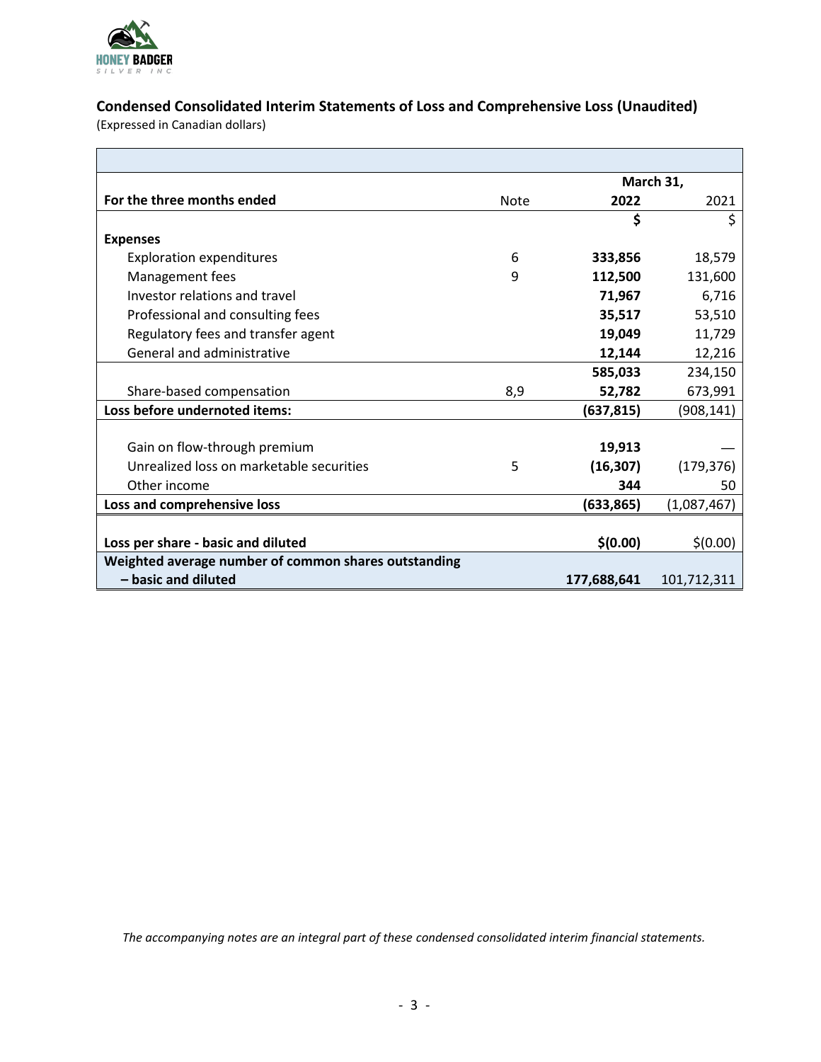## Condensed Consolidated Interim Statements of Loss and Comprehensive Loss (Unaudited)

(Expressed in Canadian dollars)

| | | March 31, | |
|---|---|---|---|
| **For the three months ended** | Note | **2022** | 2021 |
| | | **$** | $ |
| **Expenses** | | | |
| Exploration expenditures | 6 | **333,856** | 18,579 |
| Management fees | 9 | **112,500** | 131,600 |
| Investor relations and travel | | **71,967** | 6,716 |
| Professional and consulting fees | | **35,517** | 53,510 |
| Regulatory fees and transfer agent | | **19,049** | 11,729 |
| General and administrative | | **12,144** | 12,216 |
| | | **585,033** | 234,150 |
| Share-based compensation | 8,9 | **52,782** | 673,991 |
| **Loss before undernoted items:** | | **(637,815)** | (908,141) |
| | | | |
| Gain on flow-through premium | | **19,913** | — |
| Unrealized loss on marketable securities | 5 | **(16,307)** | (179,376) |
| Other income | | **344** | 50 |
| **Loss and comprehensive loss** | | **(633,865)** | (1,087,467) |
| | | | |
| **Loss per share - basic and diluted** | | **$(0.00)** | $(0.00) |
| **Weighted average number of common shares outstanding – basic and diluted** | | **177,688,641** | 101,712,311 |

*The accompanying notes are an integral part of these condensed consolidated interim financial statements.*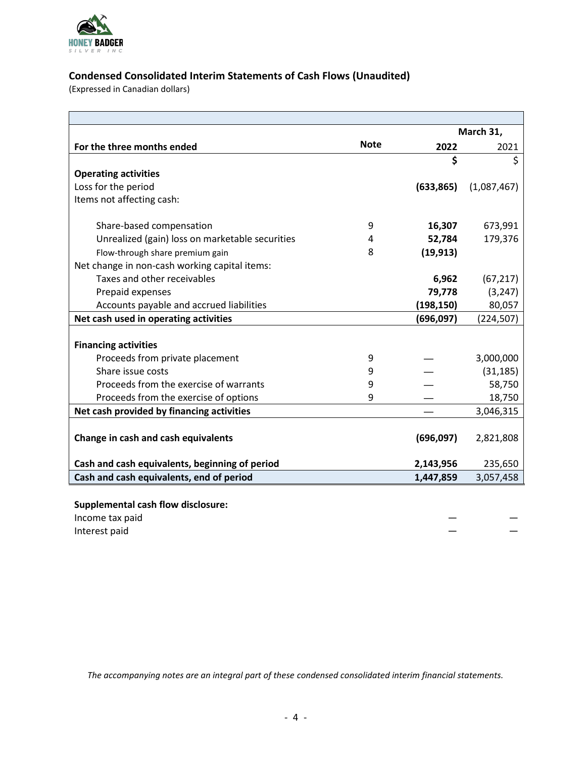## Condensed Consolidated Interim Statements of Cash Flows (Unaudited)

(Expressed in Canadian dollars)

| For the three months ended | Note | March 31, 2022 | March 31, 2021 |
|---|---|---|---|
| | | **$** | $ |
| **Operating activities** | | | |
| Loss for the period | | **(633,865)** | (1,087,467) |
| Items not affecting cash: | | | |
| Share-based compensation | 9 | **16,307** | 673,991 |
| Unrealized (gain) loss on marketable securities | 4 | **52,784** | 179,376 |
| Flow-through share premium gain | 8 | **(19,913)** | |
| Net change in non-cash working capital items: | | | |
| Taxes and other receivables | | **6,962** | (67,217) |
| Prepaid expenses | | **79,778** | (3,247) |
| Accounts payable and accrued liabilities | | **(198,150)** | 80,057 |
| **Net cash used in operating activities** | | **(696,097)** | (224,507) |
| **Financing activities** | | | |
| Proceeds from private placement | 9 | — | 3,000,000 |
| Share issue costs | 9 | — | (31,185) |
| Proceeds from the exercise of warrants | 9 | — | 58,750 |
| Proceeds from the exercise of options | 9 | — | 18,750 |
| **Net cash provided by financing activities** | | — | 3,046,315 |
| **Change in cash and cash equivalents** | | **(696,097)** | 2,821,808 |
| **Cash and cash equivalents, beginning of period** | | **2,143,956** | 235,650 |
| **Cash and cash equivalents, end of period** | | **1,447,859** | 3,057,458 |

**Supplemental cash flow disclosure:**

| | | |
|---|---|---|
| Income tax paid | — | — |
| Interest paid | — | — |

*The accompanying notes are an integral part of these condensed consolidated interim financial statements.*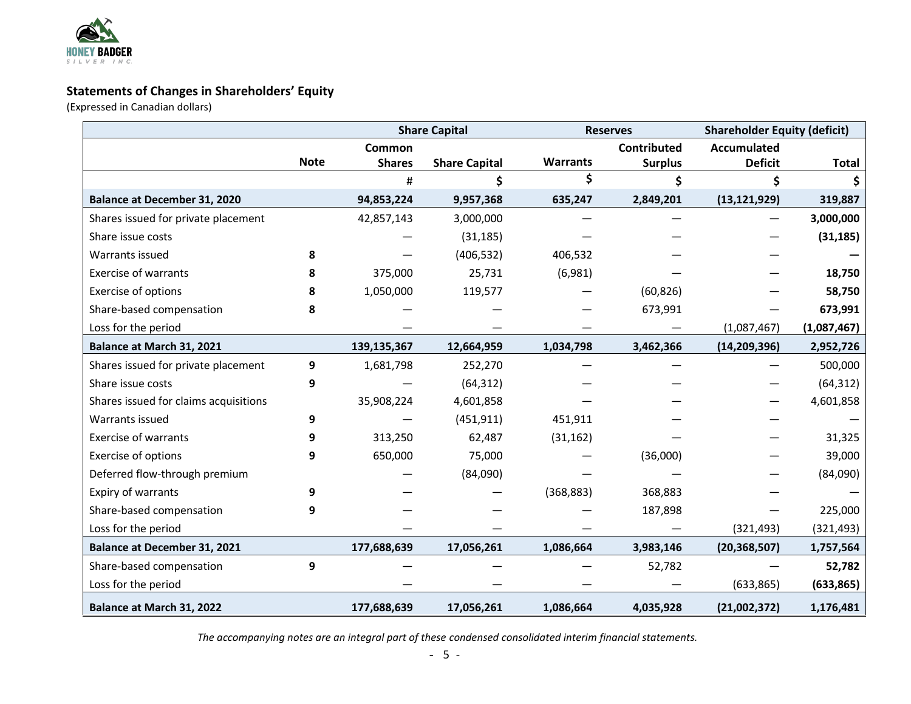## Statements of Changes in Shareholders' Equity

(Expressed in Canadian dollars)

| | | Share Capital | | Reserves | | Shareholder Equity (deficit) | |
|---|---|---|---|---|---|---|---|
| | Note | Common Shares | Share Capital | Warrants | Contributed Surplus | Accumulated Deficit | Total |
| | | # | $ | $ | $ | $ | $ |
| **Balance at December 31, 2020** | | **94,853,224** | **9,957,368** | **635,247** | **2,849,201** | **(13,121,929)** | **319,887** |
| Shares issued for private placement | | 42,857,143 | 3,000,000 | — | — | — | **3,000,000** |
| Share issue costs | | — | (31,185) | — | — | — | **(31,185)** |
| Warrants issued | 8 | — | (406,532) | 406,532 | — | — | **—** |
| Exercise of warrants | 8 | 375,000 | 25,731 | (6,981) | — | — | **18,750** |
| Exercise of options | 8 | 1,050,000 | 119,577 | — | (60,826) | — | **58,750** |
| Share-based compensation | 8 | — | — | — | 673,991 | — | **673,991** |
| Loss for the period | | — | — | — | — | (1,087,467) | **(1,087,467)** |
| **Balance at March 31, 2021** | | **139,135,367** | **12,664,959** | **1,034,798** | **3,462,366** | **(14,209,396)** | **2,952,726** |
| Shares issued for private placement | 9 | 1,681,798 | 252,270 | — | — | — | 500,000 |
| Share issue costs | 9 | — | (64,312) | — | — | — | (64,312) |
| Shares issued for claims acquisitions | | 35,908,224 | 4,601,858 | — | — | — | 4,601,858 |
| Warrants issued | 9 | — | (451,911) | 451,911 | — | — | — |
| Exercise of warrants | 9 | 313,250 | 62,487 | (31,162) | — | — | 31,325 |
| Exercise of options | 9 | 650,000 | 75,000 | — | (36,000) | — | 39,000 |
| Deferred flow-through premium | | — | (84,090) | — | — | — | (84,090) |
| Expiry of warrants | 9 | — | — | (368,883) | 368,883 | — | — |
| Share-based compensation | 9 | — | — | — | 187,898 | — | 225,000 |
| Loss for the period | | — | — | — | — | (321,493) | (321,493) |
| **Balance at December 31, 2021** | | **177,688,639** | **17,056,261** | **1,086,664** | **3,983,146** | **(20,368,507)** | **1,757,564** |
| Share-based compensation | 9 | — | — | — | 52,782 | — | **52,782** |
| Loss for the period | | — | — | — | — | (633,865) | **(633,865)** |
| **Balance at March 31, 2022** | | **177,688,639** | **17,056,261** | **1,086,664** | **4,035,928** | **(21,002,372)** | **1,176,481** |

*The accompanying notes are an integral part of these condensed consolidated interim financial statements.*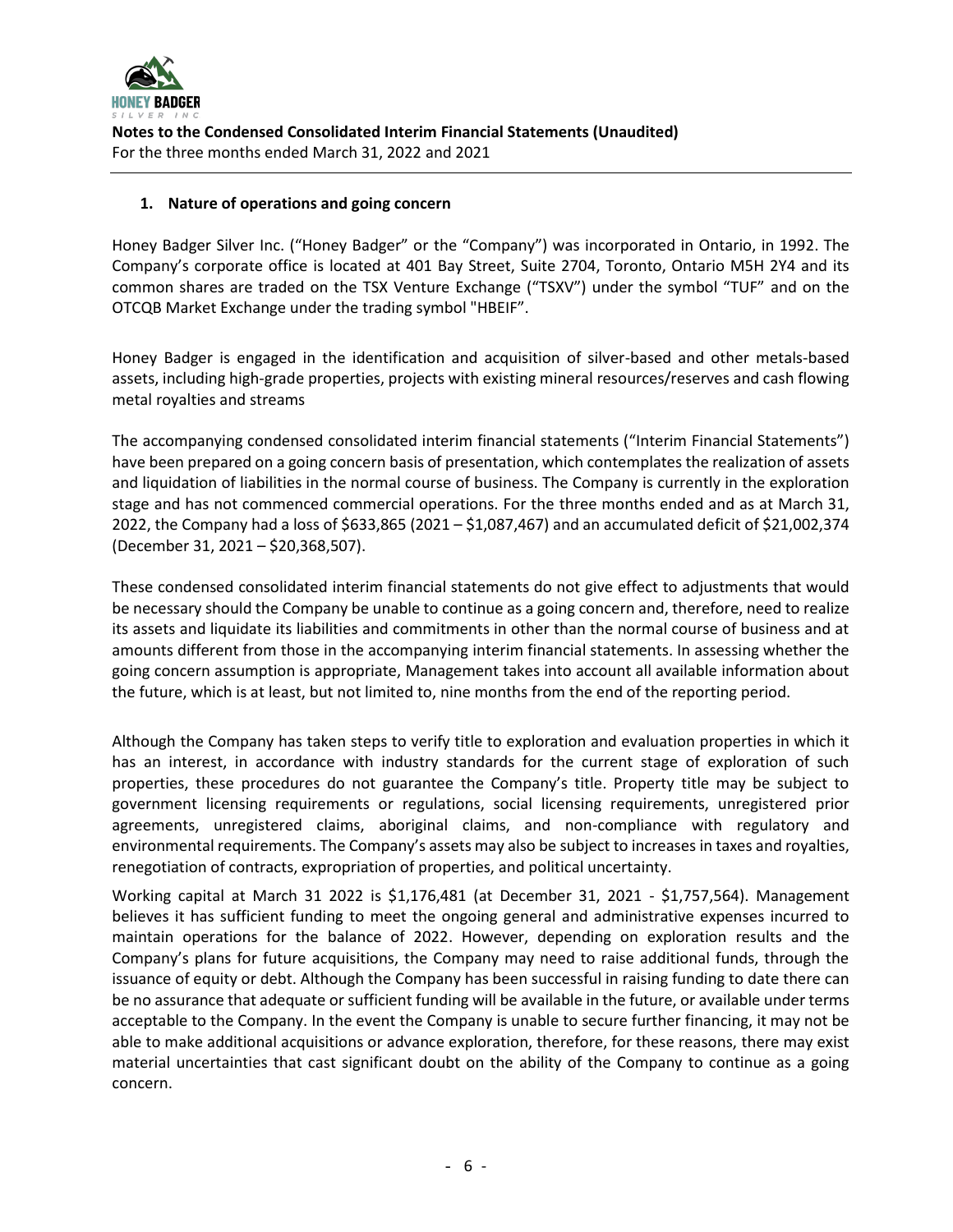## 1. Nature of operations and going concern

Honey Badger Silver Inc. ("Honey Badger" or the "Company") was incorporated in Ontario, in 1992. The Company's corporate office is located at 401 Bay Street, Suite 2704, Toronto, Ontario M5H 2Y4 and its common shares are traded on the TSX Venture Exchange ("TSXV") under the symbol "TUF" and on the OTCQB Market Exchange under the trading symbol "HBEIF".

Honey Badger is engaged in the identification and acquisition of silver-based and other metals-based assets, including high-grade properties, projects with existing mineral resources/reserves and cash flowing metal royalties and streams

The accompanying condensed consolidated interim financial statements ("Interim Financial Statements") have been prepared on a going concern basis of presentation, which contemplates the realization of assets and liquidation of liabilities in the normal course of business. The Company is currently in the exploration stage and has not commenced commercial operations. For the three months ended and as at March 31, 2022, the Company had a loss of $633,865 (2021 – $1,087,467) and an accumulated deficit of $21,002,374 (December 31, 2021 – $20,368,507).

These condensed consolidated interim financial statements do not give effect to adjustments that would be necessary should the Company be unable to continue as a going concern and, therefore, need to realize its assets and liquidate its liabilities and commitments in other than the normal course of business and at amounts different from those in the accompanying interim financial statements. In assessing whether the going concern assumption is appropriate, Management takes into account all available information about the future, which is at least, but not limited to, nine months from the end of the reporting period.

Although the Company has taken steps to verify title to exploration and evaluation properties in which it has an interest, in accordance with industry standards for the current stage of exploration of such properties, these procedures do not guarantee the Company's title. Property title may be subject to government licensing requirements or regulations, social licensing requirements, unregistered prior agreements, unregistered claims, aboriginal claims, and non-compliance with regulatory and environmental requirements. The Company's assets may also be subject to increases in taxes and royalties, renegotiation of contracts, expropriation of properties, and political uncertainty.

Working capital at March 31 2022 is $1,176,481 (at December 31, 2021 - $1,757,564). Management believes it has sufficient funding to meet the ongoing general and administrative expenses incurred to maintain operations for the balance of 2022. However, depending on exploration results and the Company's plans for future acquisitions, the Company may need to raise additional funds, through the issuance of equity or debt. Although the Company has been successful in raising funding to date there can be no assurance that adequate or sufficient funding will be available in the future, or available under terms acceptable to the Company. In the event the Company is unable to secure further financing, it may not be able to make additional acquisitions or advance exploration, therefore, for these reasons, there may exist material uncertainties that cast significant doubt on the ability of the Company to continue as a going concern.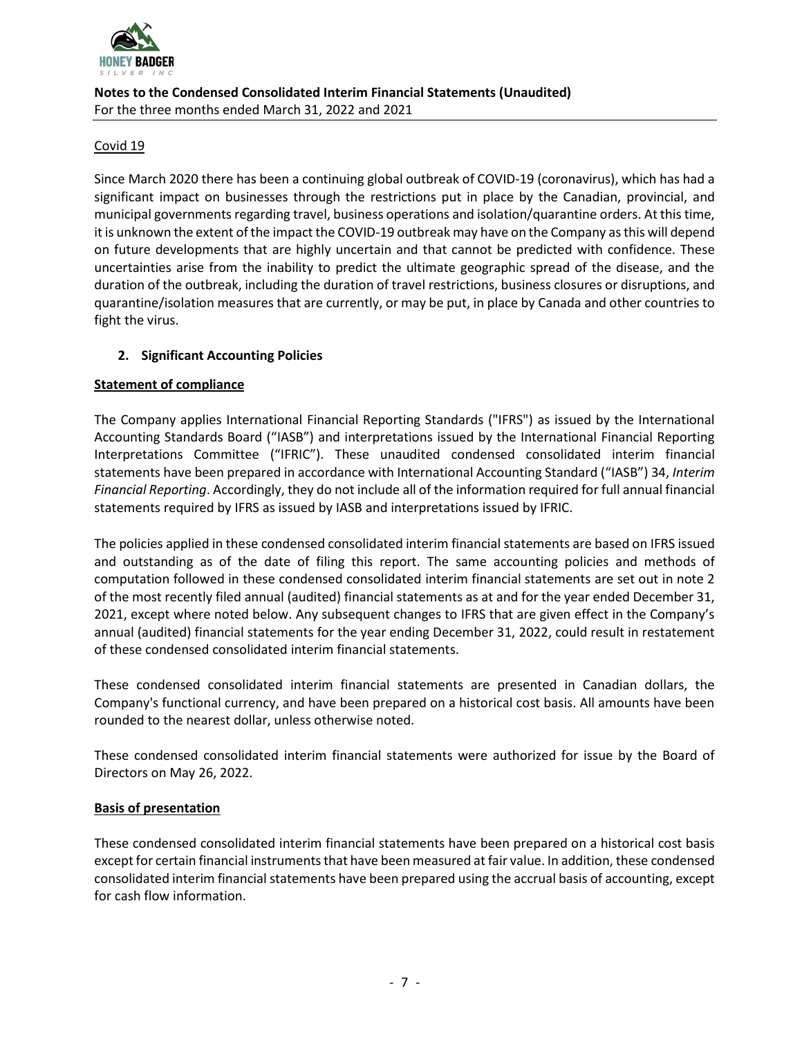Covid 19

Since March 2020 there has been a continuing global outbreak of COVID-19 (coronavirus), which has had a significant impact on businesses through the restrictions put in place by the Canadian, provincial, and municipal governments regarding travel, business operations and isolation/quarantine orders. At this time, it is unknown the extent of the impact the COVID-19 outbreak may have on the Company as this will depend on future developments that are highly uncertain and that cannot be predicted with confidence. These uncertainties arise from the inability to predict the ultimate geographic spread of the disease, and the duration of the outbreak, including the duration of travel restrictions, business closures or disruptions, and quarantine/isolation measures that are currently, or may be put, in place by Canada and other countries to fight the virus.

## 2. Significant Accounting Policies

**Statement of compliance**

The Company applies International Financial Reporting Standards ("IFRS") as issued by the International Accounting Standards Board ("IASB") and interpretations issued by the International Financial Reporting Interpretations Committee ("IFRIC"). These unaudited condensed consolidated interim financial statements have been prepared in accordance with International Accounting Standard ("IASB") 34, *Interim Financial Reporting*. Accordingly, they do not include all of the information required for full annual financial statements required by IFRS as issued by IASB and interpretations issued by IFRIC.

The policies applied in these condensed consolidated interim financial statements are based on IFRS issued and outstanding as of the date of filing this report. The same accounting policies and methods of computation followed in these condensed consolidated interim financial statements are set out in note 2 of the most recently filed annual (audited) financial statements as at and for the year ended December 31, 2021, except where noted below. Any subsequent changes to IFRS that are given effect in the Company's annual (audited) financial statements for the year ending December 31, 2022, could result in restatement of these condensed consolidated interim financial statements.

These condensed consolidated interim financial statements are presented in Canadian dollars, the Company's functional currency, and have been prepared on a historical cost basis. All amounts have been rounded to the nearest dollar, unless otherwise noted.

These condensed consolidated interim financial statements were authorized for issue by the Board of Directors on May 26, 2022.

**Basis of presentation**

These condensed consolidated interim financial statements have been prepared on a historical cost basis except for certain financial instruments that have been measured at fair value. In addition, these condensed consolidated interim financial statements have been prepared using the accrual basis of accounting, except for cash flow information.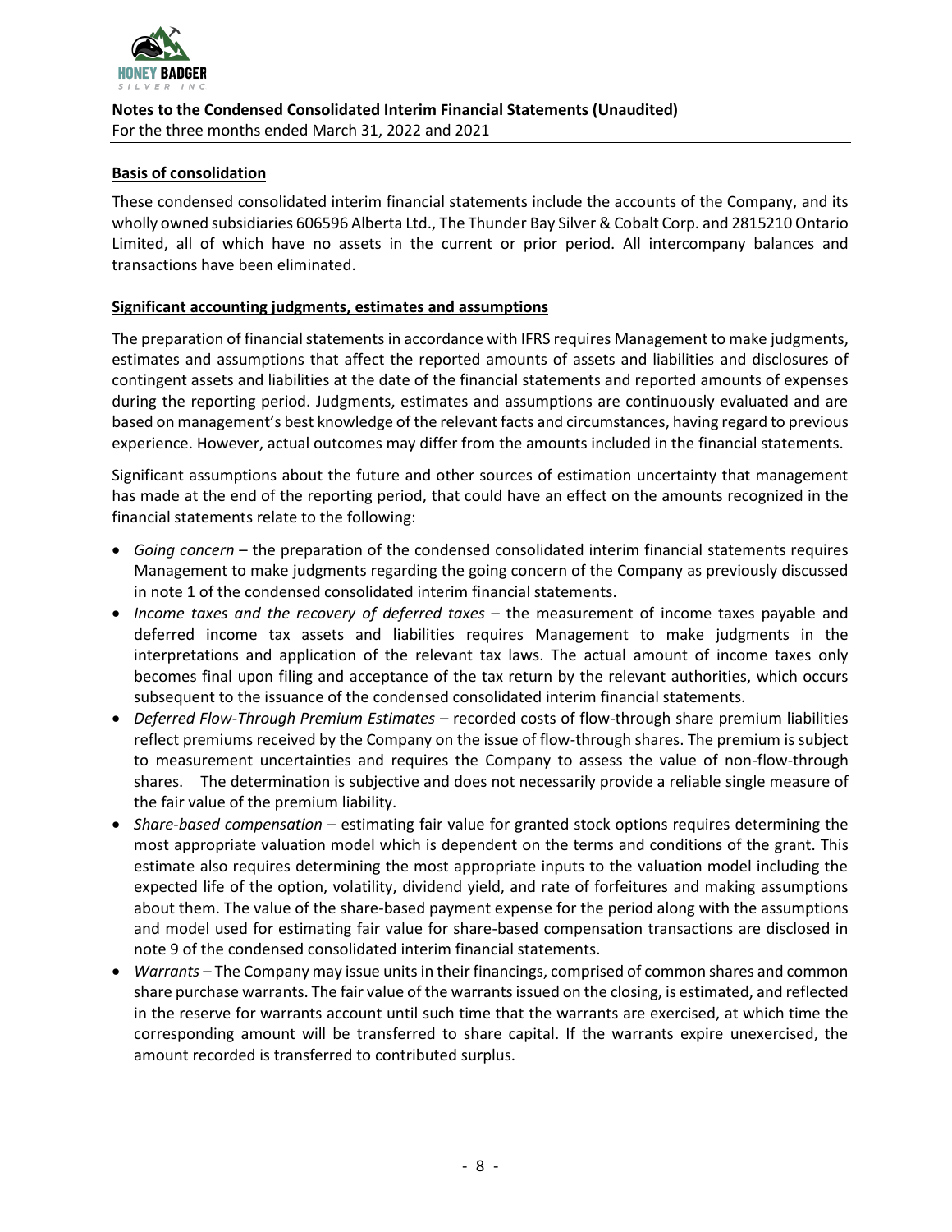**Basis of consolidation**

These condensed consolidated interim financial statements include the accounts of the Company, and its wholly owned subsidiaries 606596 Alberta Ltd., The Thunder Bay Silver & Cobalt Corp. and 2815210 Ontario Limited, all of which have no assets in the current or prior period. All intercompany balances and transactions have been eliminated.

**Significant accounting judgments, estimates and assumptions**

The preparation of financial statements in accordance with IFRS requires Management to make judgments, estimates and assumptions that affect the reported amounts of assets and liabilities and disclosures of contingent assets and liabilities at the date of the financial statements and reported amounts of expenses during the reporting period. Judgments, estimates and assumptions are continuously evaluated and are based on management's best knowledge of the relevant facts and circumstances, having regard to previous experience. However, actual outcomes may differ from the amounts included in the financial statements.

Significant assumptions about the future and other sources of estimation uncertainty that management has made at the end of the reporting period, that could have an effect on the amounts recognized in the financial statements relate to the following:

- *Going concern* – the preparation of the condensed consolidated interim financial statements requires Management to make judgments regarding the going concern of the Company as previously discussed in note 1 of the condensed consolidated interim financial statements.
- *Income taxes and the recovery of deferred taxes* – the measurement of income taxes payable and deferred income tax assets and liabilities requires Management to make judgments in the interpretations and application of the relevant tax laws. The actual amount of income taxes only becomes final upon filing and acceptance of the tax return by the relevant authorities, which occurs subsequent to the issuance of the condensed consolidated interim financial statements.
- *Deferred Flow-Through Premium Estimates* – recorded costs of flow-through share premium liabilities reflect premiums received by the Company on the issue of flow-through shares. The premium is subject to measurement uncertainties and requires the Company to assess the value of non-flow-through shares. The determination is subjective and does not necessarily provide a reliable single measure of the fair value of the premium liability.
- *Share-based compensation* – estimating fair value for granted stock options requires determining the most appropriate valuation model which is dependent on the terms and conditions of the grant. This estimate also requires determining the most appropriate inputs to the valuation model including the expected life of the option, volatility, dividend yield, and rate of forfeitures and making assumptions about them. The value of the share-based payment expense for the period along with the assumptions and model used for estimating fair value for share-based compensation transactions are disclosed in note 9 of the condensed consolidated interim financial statements.
- *Warrants* – The Company may issue units in their financings, comprised of common shares and common share purchase warrants. The fair value of the warrants issued on the closing, is estimated, and reflected in the reserve for warrants account until such time that the warrants are exercised, at which time the corresponding amount will be transferred to share capital. If the warrants expire unexercised, the amount recorded is transferred to contributed surplus.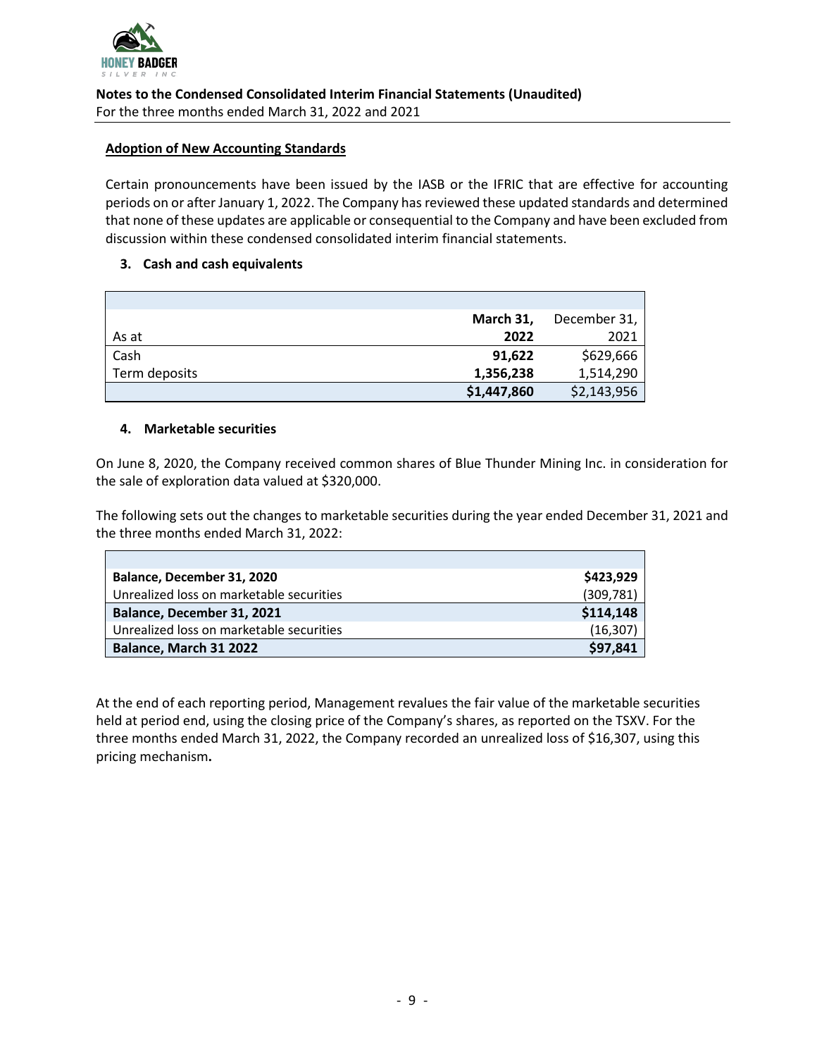## Adoption of New Accounting Standards

Certain pronouncements have been issued by the IASB or the IFRIC that are effective for accounting periods on or after January 1, 2022. The Company has reviewed these updated standards and determined that none of these updates are applicable or consequential to the Company and have been excluded from discussion within these condensed consolidated interim financial statements.

### 3. Cash and cash equivalents

| As at | **March 31, 2022** | December 31, 2021 |
|---|---|---|
| Cash | **91,622** | $629,666 |
| Term deposits | **1,356,238** | 1,514,290 |
| | **$1,447,860** | $2,143,956 |

### 4. Marketable securities

On June 8, 2020, the Company received common shares of Blue Thunder Mining Inc. in consideration for the sale of exploration data valued at $320,000.

The following sets out the changes to marketable securities during the year ended December 31, 2021 and the three months ended March 31, 2022:

| | |
|---|---|
| **Balance, December 31, 2020** | **$423,929** |
| Unrealized loss on marketable securities | (309,781) |
| **Balance, December 31, 2021** | **$114,148** |
| Unrealized loss on marketable securities | (16,307) |
| **Balance, March 31 2022** | **$97,841** |

At the end of each reporting period, Management revalues the fair value of the marketable securities held at period end, using the closing price of the Company's shares, as reported on the TSXV. For the three months ended March 31, 2022, the Company recorded an unrealized loss of $16,307, using this pricing mechanism**.**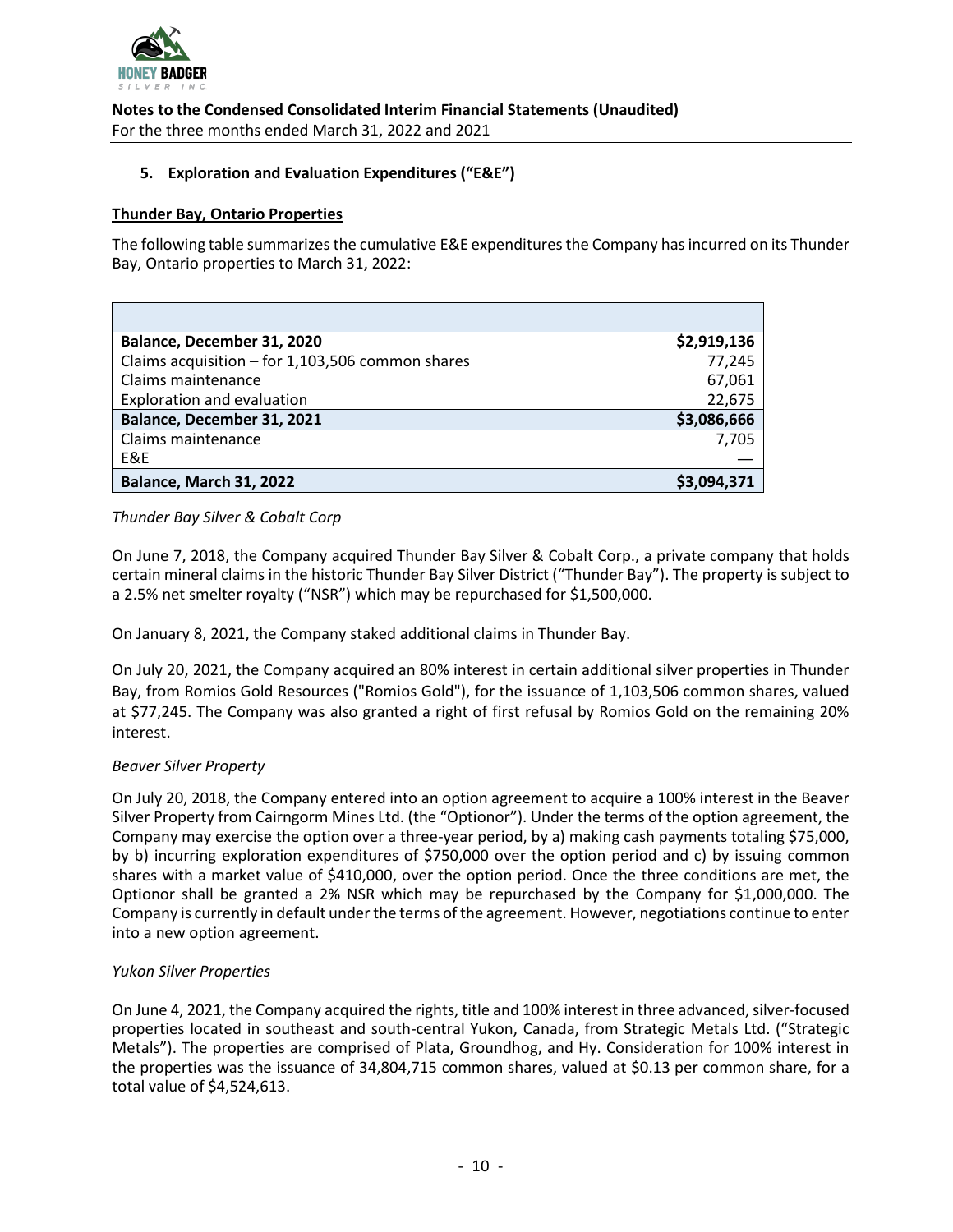**Notes to the Condensed Consolidated Interim Financial Statements (Unaudited)**
For the three months ended March 31, 2022 and 2021

## 5. Exploration and Evaluation Expenditures ("E&E")

**Thunder Bay, Ontario Properties**

The following table summarizes the cumulative E&E expenditures the Company has incurred on its Thunder Bay, Ontario properties to March 31, 2022:

| | |
|---|---:|
| **Balance, December 31, 2020** | **$2,919,136** |
| Claims acquisition – for 1,103,506 common shares | 77,245 |
| Claims maintenance | 67,061 |
| Exploration and evaluation | 22,675 |
| **Balance, December 31, 2021** | **$3,086,666** |
| Claims maintenance | 7,705 |
| E&E | — |
| **Balance, March 31, 2022** | **$3,094,371** |

*Thunder Bay Silver & Cobalt Corp*

On June 7, 2018, the Company acquired Thunder Bay Silver & Cobalt Corp., a private company that holds certain mineral claims in the historic Thunder Bay Silver District ("Thunder Bay"). The property is subject to a 2.5% net smelter royalty ("NSR") which may be repurchased for $1,500,000.

On January 8, 2021, the Company staked additional claims in Thunder Bay.

On July 20, 2021, the Company acquired an 80% interest in certain additional silver properties in Thunder Bay, from Romios Gold Resources ("Romios Gold"), for the issuance of 1,103,506 common shares, valued at $77,245. The Company was also granted a right of first refusal by Romios Gold on the remaining 20% interest.

*Beaver Silver Property*

On July 20, 2018, the Company entered into an option agreement to acquire a 100% interest in the Beaver Silver Property from Cairngorm Mines Ltd. (the "Optionor"). Under the terms of the option agreement, the Company may exercise the option over a three-year period, by a) making cash payments totaling $75,000, by b) incurring exploration expenditures of $750,000 over the option period and c) by issuing common shares with a market value of $410,000, over the option period. Once the three conditions are met, the Optionor shall be granted a 2% NSR which may be repurchased by the Company for $1,000,000. The Company is currently in default under the terms of the agreement. However, negotiations continue to enter into a new option agreement.

*Yukon Silver Properties*

On June 4, 2021, the Company acquired the rights, title and 100% interest in three advanced, silver-focused properties located in southeast and south-central Yukon, Canada, from Strategic Metals Ltd. ("Strategic Metals"). The properties are comprised of Plata, Groundhog, and Hy. Consideration for 100% interest in the properties was the issuance of 34,804,715 common shares, valued at $0.13 per common share, for a total value of $4,524,613.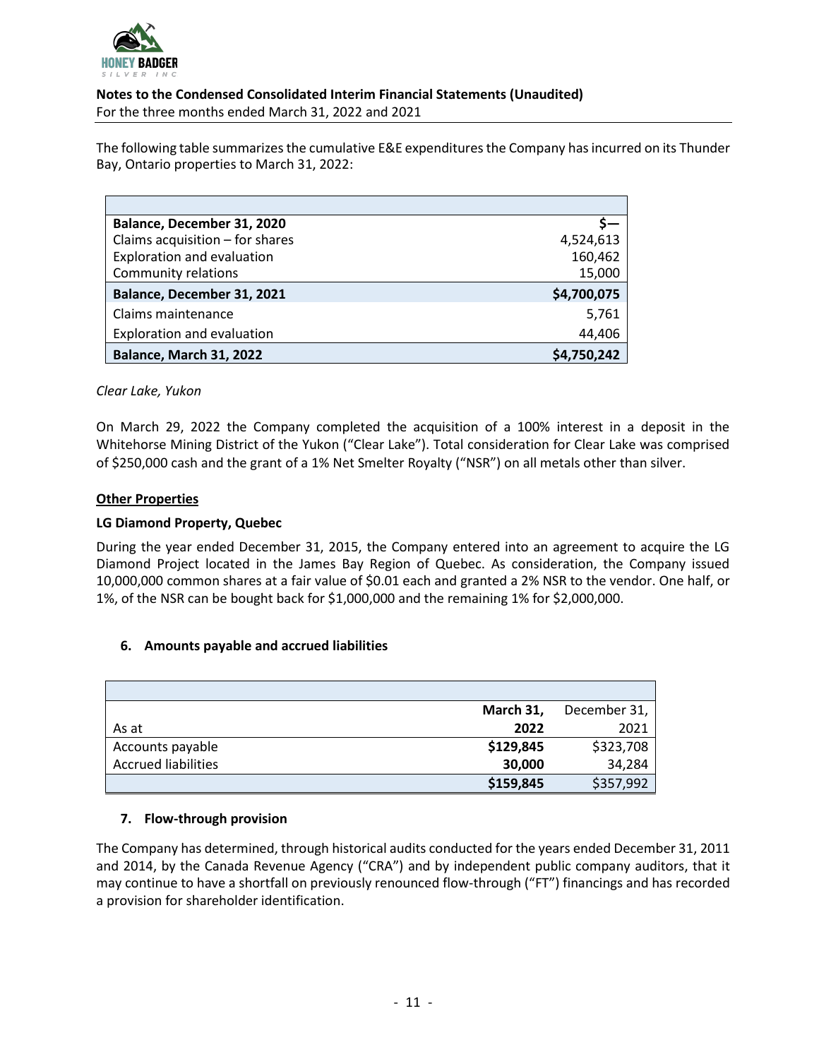The following table summarizes the cumulative E&E expenditures the Company has incurred on its Thunder Bay, Ontario properties to March 31, 2022:

| | |
|---|---:|
| **Balance, December 31, 2020** | **$—** |
| Claims acquisition – for shares | 4,524,613 |
| Exploration and evaluation | 160,462 |
| Community relations | 15,000 |
| **Balance, December 31, 2021** | **$4,700,075** |
| Claims maintenance | 5,761 |
| Exploration and evaluation | 44,406 |
| **Balance, March 31, 2022** | **$4,750,242** |

*Clear Lake, Yukon*

On March 29, 2022 the Company completed the acquisition of a 100% interest in a deposit in the Whitehorse Mining District of the Yukon ("Clear Lake"). Total consideration for Clear Lake was comprised of $250,000 cash and the grant of a 1% Net Smelter Royalty ("NSR") on all metals other than silver.

**Other Properties**

**LG Diamond Property, Quebec**

During the year ended December 31, 2015, the Company entered into an agreement to acquire the LG Diamond Project located in the James Bay Region of Quebec. As consideration, the Company issued 10,000,000 common shares at a fair value of $0.01 each and granted a 2% NSR to the vendor. One half, or 1%, of the NSR can be bought back for $1,000,000 and the remaining 1% for $2,000,000.

## 6. Amounts payable and accrued liabilities

| As at | **March 31, 2022** | December 31, 2021 |
|---|---:|---:|
| Accounts payable | **$129,845** | $323,708 |
| Accrued liabilities | **30,000** | 34,284 |
| | **$159,845** | $357,992 |

## 7. Flow-through provision

The Company has determined, through historical audits conducted for the years ended December 31, 2011 and 2014, by the Canada Revenue Agency ("CRA") and by independent public company auditors, that it may continue to have a shortfall on previously renounced flow-through ("FT") financings and has recorded a provision for shareholder identification.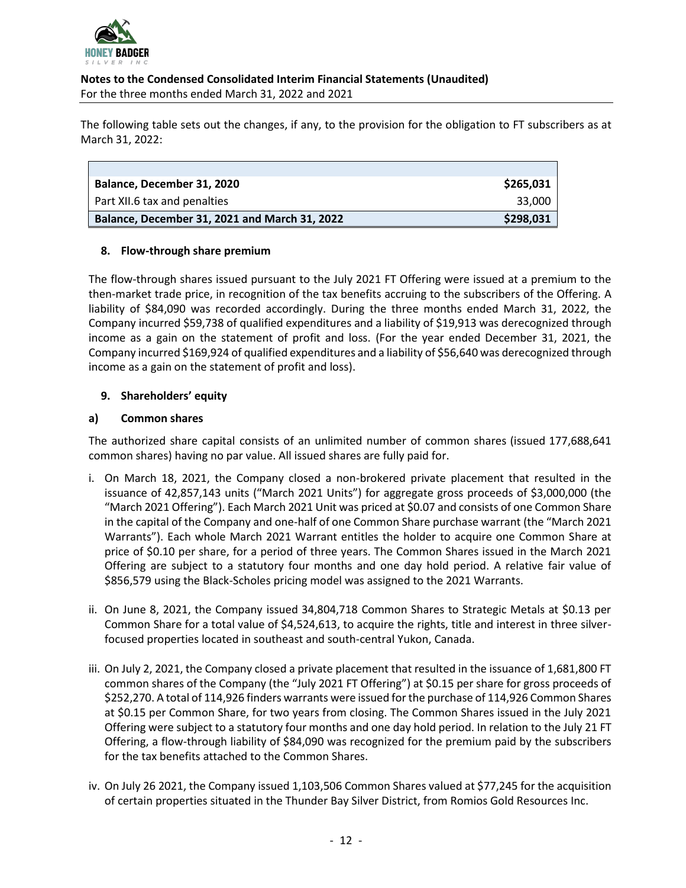The following table sets out the changes, if any, to the provision for the obligation to FT subscribers as at March 31, 2022:

| | |
|---|---:|
| **Balance, December 31, 2020** | **$265,031** |
| Part XII.6 tax and penalties | 33,000 |
| **Balance, December 31, 2021 and March 31, 2022** | **$298,031** |

## 8. Flow-through share premium

The flow-through shares issued pursuant to the July 2021 FT Offering were issued at a premium to the then-market trade price, in recognition of the tax benefits accruing to the subscribers of the Offering. A liability of $84,090 was recorded accordingly. During the three months ended March 31, 2022, the Company incurred $59,738 of qualified expenditures and a liability of $19,913 was derecognized through income as a gain on the statement of profit and loss. (For the year ended December 31, 2021, the Company incurred $169,924 of qualified expenditures and a liability of $56,640 was derecognized through income as a gain on the statement of profit and loss).

## 9. Shareholders' equity

### a) Common shares

The authorized share capital consists of an unlimited number of common shares (issued 177,688,641 common shares) having no par value. All issued shares are fully paid for.

i. On March 18, 2021, the Company closed a non-brokered private placement that resulted in the issuance of 42,857,143 units ("March 2021 Units") for aggregate gross proceeds of $3,000,000 (the "March 2021 Offering"). Each March 2021 Unit was priced at $0.07 and consists of one Common Share in the capital of the Company and one-half of one Common Share purchase warrant (the "March 2021 Warrants"). Each whole March 2021 Warrant entitles the holder to acquire one Common Share at price of $0.10 per share, for a period of three years. The Common Shares issued in the March 2021 Offering are subject to a statutory four months and one day hold period. A relative fair value of $856,579 using the Black-Scholes pricing model was assigned to the 2021 Warrants.

ii. On June 8, 2021, the Company issued 34,804,718 Common Shares to Strategic Metals at $0.13 per Common Share for a total value of $4,524,613, to acquire the rights, title and interest in three silver-focused properties located in southeast and south-central Yukon, Canada.

iii. On July 2, 2021, the Company closed a private placement that resulted in the issuance of 1,681,800 FT common shares of the Company (the "July 2021 FT Offering") at $0.15 per share for gross proceeds of $252,270. A total of 114,926 finders warrants were issued for the purchase of 114,926 Common Shares at $0.15 per Common Share, for two years from closing. The Common Shares issued in the July 2021 Offering were subject to a statutory four months and one day hold period. In relation to the July 21 FT Offering, a flow-through liability of $84,090 was recognized for the premium paid by the subscribers for the tax benefits attached to the Common Shares.

iv. On July 26 2021, the Company issued 1,103,506 Common Shares valued at $77,245 for the acquisition of certain properties situated in the Thunder Bay Silver District, from Romios Gold Resources Inc.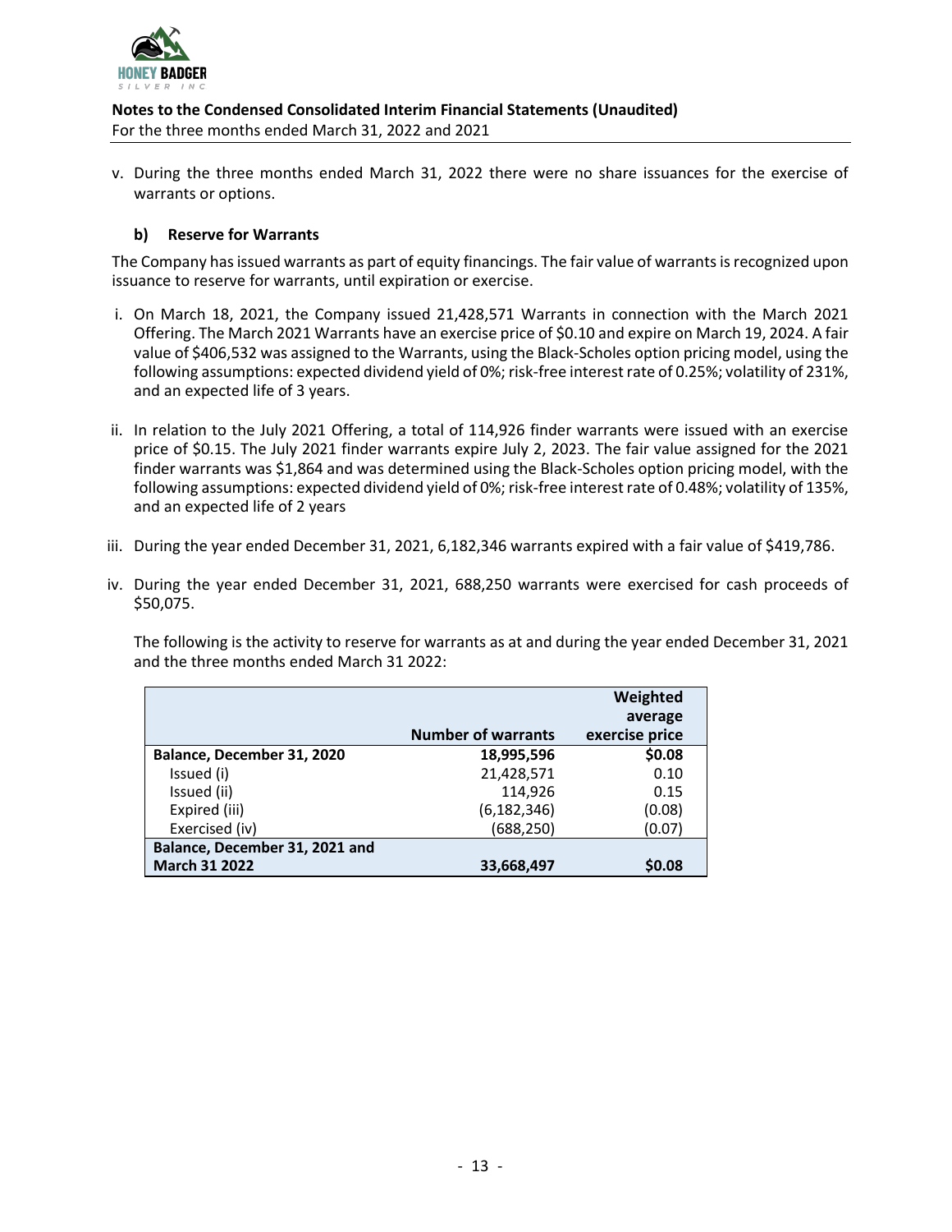v. During the three months ended March 31, 2022 there were no share issuances for the exercise of warrants or options.

**b) Reserve for Warrants**

The Company has issued warrants as part of equity financings. The fair value of warrants is recognized upon issuance to reserve for warrants, until expiration or exercise.

i. On March 18, 2021, the Company issued 21,428,571 Warrants in connection with the March 2021 Offering. The March 2021 Warrants have an exercise price of $0.10 and expire on March 19, 2024. A fair value of $406,532 was assigned to the Warrants, using the Black-Scholes option pricing model, using the following assumptions: expected dividend yield of 0%; risk-free interest rate of 0.25%; volatility of 231%, and an expected life of 3 years.

ii. In relation to the July 2021 Offering, a total of 114,926 finder warrants were issued with an exercise price of $0.15. The July 2021 finder warrants expire July 2, 2023. The fair value assigned for the 2021 finder warrants was $1,864 and was determined using the Black-Scholes option pricing model, with the following assumptions: expected dividend yield of 0%; risk-free interest rate of 0.48%; volatility of 135%, and an expected life of 2 years

iii. During the year ended December 31, 2021, 6,182,346 warrants expired with a fair value of $419,786.

iv. During the year ended December 31, 2021, 688,250 warrants were exercised for cash proceeds of $50,075.

The following is the activity to reserve for warrants as at and during the year ended December 31, 2021 and the three months ended March 31 2022:

| | Number of warrants | Weighted average exercise price |
|---|---|---|
| **Balance, December 31, 2020** | **18,995,596** | **$0.08** |
| Issued (i) | 21,428,571 | 0.10 |
| Issued (ii) | 114,926 | 0.15 |
| Expired (iii) | (6,182,346) | (0.08) |
| Exercised (iv) | (688,250) | (0.07) |
| **Balance, December 31, 2021 and March 31 2022** | **33,668,497** | **$0.08** |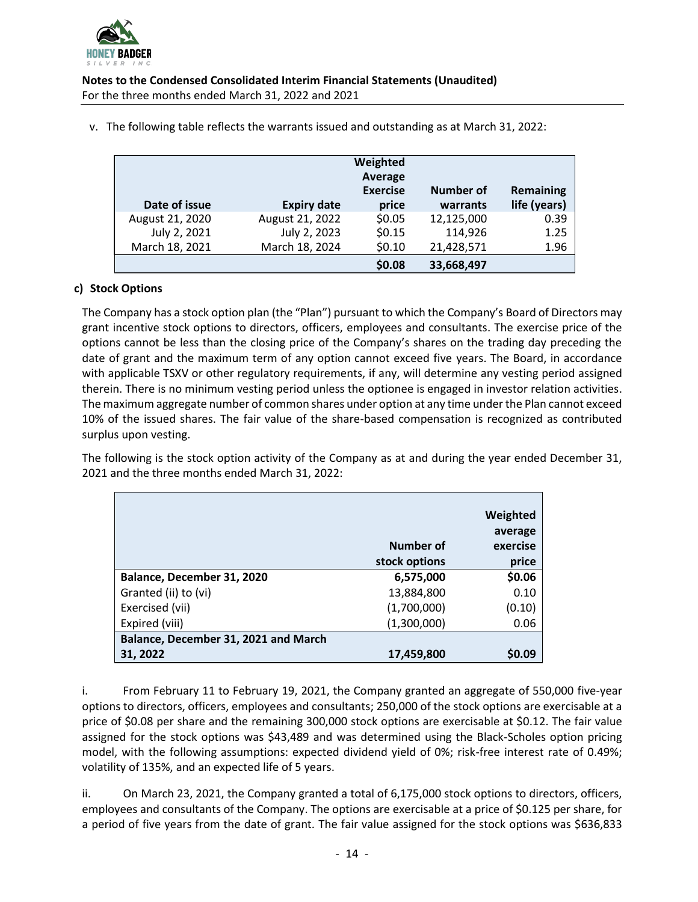**Notes to the Condensed Consolidated Interim Financial Statements (Unaudited)**
For the three months ended March 31, 2022 and 2021

v. The following table reflects the warrants issued and outstanding as at March 31, 2022:

| Date of issue | Expiry date | Weighted Average Exercise price | Number of warrants | Remaining life (years) |
|---|---|---|---|---|
| August 21, 2020 | August 21, 2022 | $0.05 | 12,125,000 | 0.39 |
| July 2, 2021 | July 2, 2023 | $0.15 | 114,926 | 1.25 |
| March 18, 2021 | March 18, 2024 | $0.10 | 21,428,571 | 1.96 |
| | | **$0.08** | **33,668,497** | |

**c) Stock Options**

The Company has a stock option plan (the "Plan") pursuant to which the Company's Board of Directors may grant incentive stock options to directors, officers, employees and consultants. The exercise price of the options cannot be less than the closing price of the Company's shares on the trading day preceding the date of grant and the maximum term of any option cannot exceed five years. The Board, in accordance with applicable TSXV or other regulatory requirements, if any, will determine any vesting period assigned therein. There is no minimum vesting period unless the optionee is engaged in investor relation activities. The maximum aggregate number of common shares under option at any time under the Plan cannot exceed 10% of the issued shares. The fair value of the share-based compensation is recognized as contributed surplus upon vesting.

The following is the stock option activity of the Company as at and during the year ended December 31, 2021 and the three months ended March 31, 2022:

| | Number of stock options | Weighted average exercise price |
|---|---|---|
| **Balance, December 31, 2020** | **6,575,000** | **$0.06** |
| Granted (ii) to (vi) | 13,884,800 | 0.10 |
| Exercised (vii) | (1,700,000) | (0.10) |
| Expired (viii) | (1,300,000) | 0.06 |
| **Balance, December 31, 2021 and March 31, 2022** | **17,459,800** | **$0.09** |

i. From February 11 to February 19, 2021, the Company granted an aggregate of 550,000 five-year options to directors, officers, employees and consultants; 250,000 of the stock options are exercisable at a price of $0.08 per share and the remaining 300,000 stock options are exercisable at $0.12. The fair value assigned for the stock options was $43,489 and was determined using the Black-Scholes option pricing model, with the following assumptions: expected dividend yield of 0%; risk-free interest rate of 0.49%; volatility of 135%, and an expected life of 5 years.

ii. On March 23, 2021, the Company granted a total of 6,175,000 stock options to directors, officers, employees and consultants of the Company. The options are exercisable at a price of $0.125 per share, for a period of five years from the date of grant. The fair value assigned for the stock options was $636,833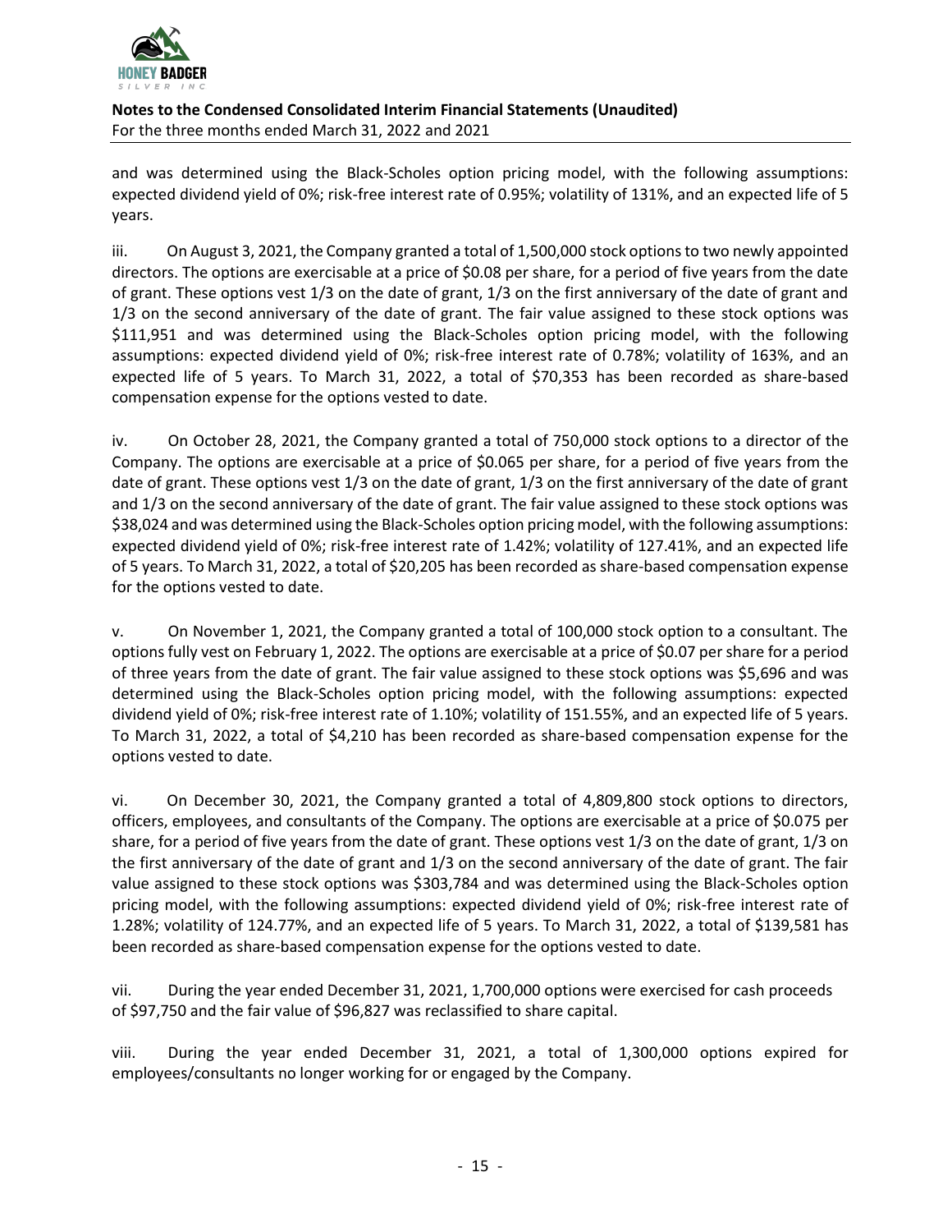and was determined using the Black-Scholes option pricing model, with the following assumptions: expected dividend yield of 0%; risk-free interest rate of 0.95%; volatility of 131%, and an expected life of 5 years.

iii. On August 3, 2021, the Company granted a total of 1,500,000 stock options to two newly appointed directors. The options are exercisable at a price of $0.08 per share, for a period of five years from the date of grant. These options vest 1/3 on the date of grant, 1/3 on the first anniversary of the date of grant and 1/3 on the second anniversary of the date of grant. The fair value assigned to these stock options was $111,951 and was determined using the Black-Scholes option pricing model, with the following assumptions: expected dividend yield of 0%; risk-free interest rate of 0.78%; volatility of 163%, and an expected life of 5 years. To March 31, 2022, a total of $70,353 has been recorded as share-based compensation expense for the options vested to date.

iv. On October 28, 2021, the Company granted a total of 750,000 stock options to a director of the Company. The options are exercisable at a price of $0.065 per share, for a period of five years from the date of grant. These options vest 1/3 on the date of grant, 1/3 on the first anniversary of the date of grant and 1/3 on the second anniversary of the date of grant. The fair value assigned to these stock options was $38,024 and was determined using the Black-Scholes option pricing model, with the following assumptions: expected dividend yield of 0%; risk-free interest rate of 1.42%; volatility of 127.41%, and an expected life of 5 years. To March 31, 2022, a total of $20,205 has been recorded as share-based compensation expense for the options vested to date.

v. On November 1, 2021, the Company granted a total of 100,000 stock option to a consultant. The options fully vest on February 1, 2022. The options are exercisable at a price of $0.07 per share for a period of three years from the date of grant. The fair value assigned to these stock options was $5,696 and was determined using the Black-Scholes option pricing model, with the following assumptions: expected dividend yield of 0%; risk-free interest rate of 1.10%; volatility of 151.55%, and an expected life of 5 years. To March 31, 2022, a total of $4,210 has been recorded as share-based compensation expense for the options vested to date.

vi. On December 30, 2021, the Company granted a total of 4,809,800 stock options to directors, officers, employees, and consultants of the Company. The options are exercisable at a price of $0.075 per share, for a period of five years from the date of grant. These options vest 1/3 on the date of grant, 1/3 on the first anniversary of the date of grant and 1/3 on the second anniversary of the date of grant. The fair value assigned to these stock options was $303,784 and was determined using the Black-Scholes option pricing model, with the following assumptions: expected dividend yield of 0%; risk-free interest rate of 1.28%; volatility of 124.77%, and an expected life of 5 years. To March 31, 2022, a total of $139,581 has been recorded as share-based compensation expense for the options vested to date.

vii. During the year ended December 31, 2021, 1,700,000 options were exercised for cash proceeds of $97,750 and the fair value of $96,827 was reclassified to share capital.

viii. During the year ended December 31, 2021, a total of 1,300,000 options expired for employees/consultants no longer working for or engaged by the Company.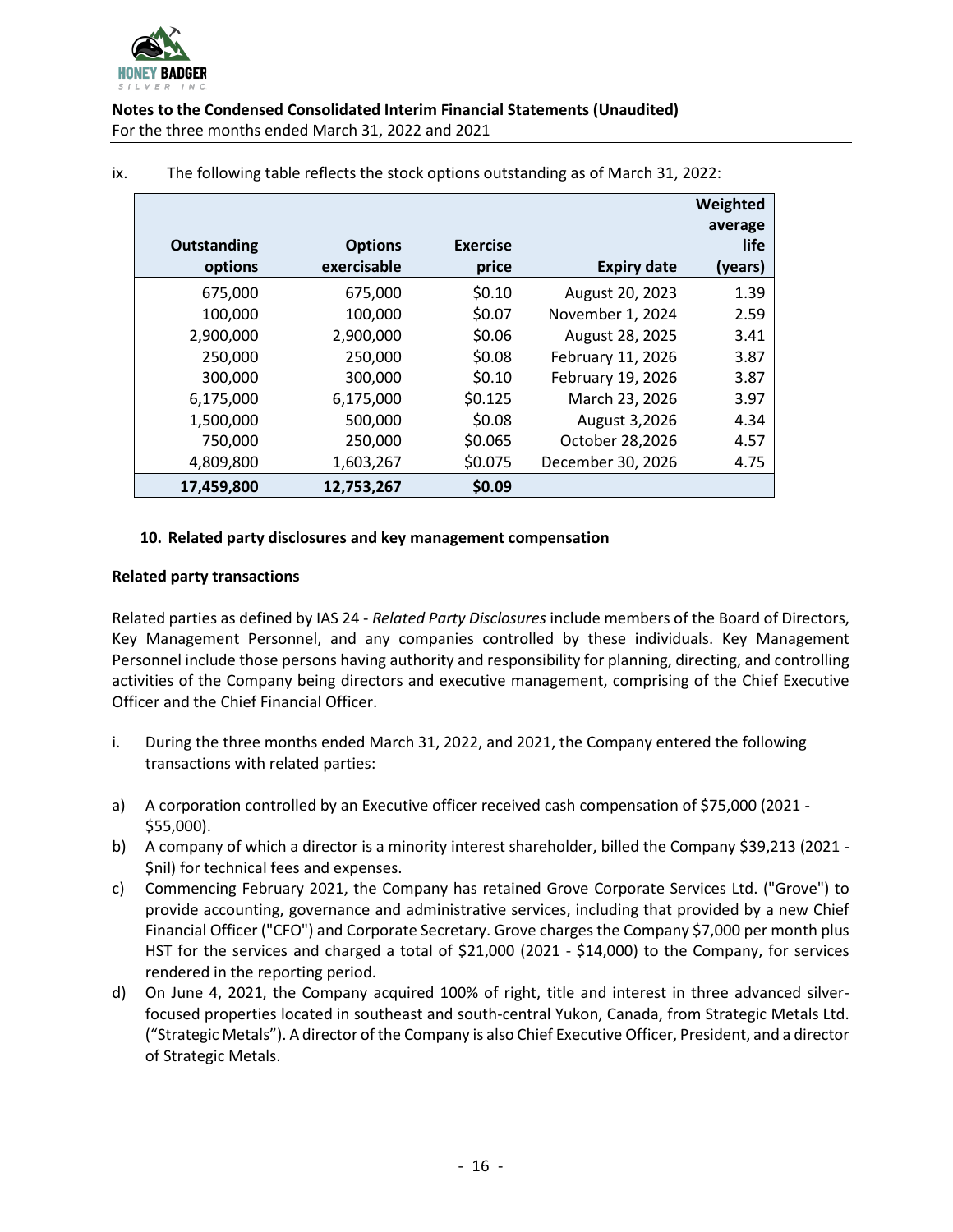ix. The following table reflects the stock options outstanding as of March 31, 2022:

| Outstanding options | Options exercisable | Exercise price | Expiry date | Weighted average life (years) |
|---|---|---|---|---|
| 675,000 | 675,000 | $0.10 | August 20, 2023 | 1.39 |
| 100,000 | 100,000 | $0.07 | November 1, 2024 | 2.59 |
| 2,900,000 | 2,900,000 | $0.06 | August 28, 2025 | 3.41 |
| 250,000 | 250,000 | $0.08 | February 11, 2026 | 3.87 |
| 300,000 | 300,000 | $0.10 | February 19, 2026 | 3.87 |
| 6,175,000 | 6,175,000 | $0.125 | March 23, 2026 | 3.97 |
| 1,500,000 | 500,000 | $0.08 | August 3,2026 | 4.34 |
| 750,000 | 250,000 | $0.065 | October 28,2026 | 4.57 |
| 4,809,800 | 1,603,267 | $0.075 | December 30, 2026 | 4.75 |
| **17,459,800** | **12,753,267** | **$0.09** | | |

## 10. Related party disclosures and key management compensation

**Related party transactions**

Related parties as defined by IAS 24 - *Related Party Disclosures* include members of the Board of Directors, Key Management Personnel, and any companies controlled by these individuals. Key Management Personnel include those persons having authority and responsibility for planning, directing, and controlling activities of the Company being directors and executive management, comprising of the Chief Executive Officer and the Chief Financial Officer.

i. During the three months ended March 31, 2022, and 2021, the Company entered the following transactions with related parties:

a) A corporation controlled by an Executive officer received cash compensation of $75,000 (2021 - $55,000).

b) A company of which a director is a minority interest shareholder, billed the Company $39,213 (2021 - $nil) for technical fees and expenses.

c) Commencing February 2021, the Company has retained Grove Corporate Services Ltd. ("Grove") to provide accounting, governance and administrative services, including that provided by a new Chief Financial Officer ("CFO") and Corporate Secretary. Grove charges the Company $7,000 per month plus HST for the services and charged a total of $21,000 (2021 - $14,000) to the Company, for services rendered in the reporting period.

d) On June 4, 2021, the Company acquired 100% of right, title and interest in three advanced silver-focused properties located in southeast and south-central Yukon, Canada, from Strategic Metals Ltd. ("Strategic Metals"). A director of the Company is also Chief Executive Officer, President, and a director of Strategic Metals.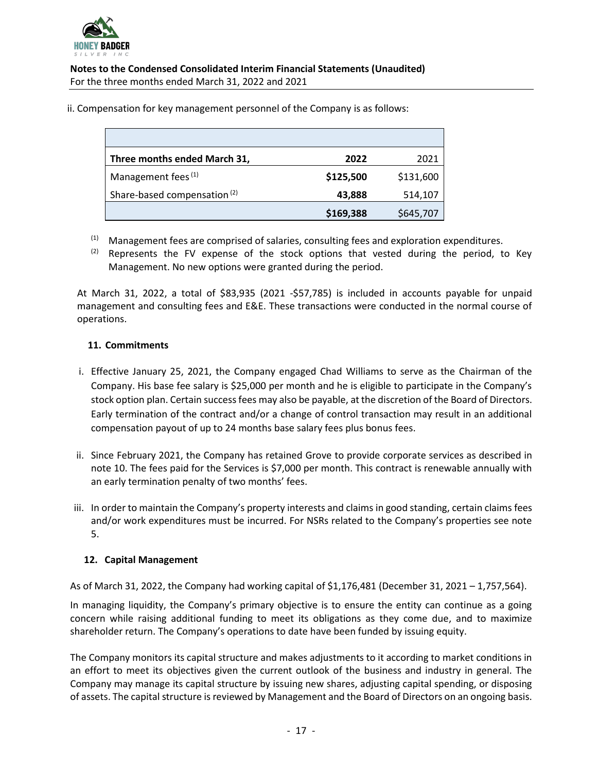ii. Compensation for key management personnel of the Company is as follows:

| Three months ended March 31, | 2022 | 2021 |
|---|---|---|
| Management fees [1] | **$125,500** | $131,600 |
| Share-based compensation [2] | **43,888** | 514,107 |
| | **$169,388** | $645,707 |

[1] Management fees are comprised of salaries, consulting fees and exploration expenditures.

[2] Represents the FV expense of the stock options that vested during the period, to Key Management. No new options were granted during the period.

At March 31, 2022, a total of $83,935 (2021 -$57,785) is included in accounts payable for unpaid management and consulting fees and E&E. These transactions were conducted in the normal course of operations.

## 11. Commitments

i. Effective January 25, 2021, the Company engaged Chad Williams to serve as the Chairman of the Company. His base fee salary is $25,000 per month and he is eligible to participate in the Company's stock option plan. Certain success fees may also be payable, at the discretion of the Board of Directors. Early termination of the contract and/or a change of control transaction may result in an additional compensation payout of up to 24 months base salary fees plus bonus fees.

ii. Since February 2021, the Company has retained Grove to provide corporate services as described in note 10. The fees paid for the Services is $7,000 per month. This contract is renewable annually with an early termination penalty of two months' fees.

iii. In order to maintain the Company's property interests and claims in good standing, certain claims fees and/or work expenditures must be incurred. For NSRs related to the Company's properties see note 5.

## 12. Capital Management

As of March 31, 2022, the Company had working capital of $1,176,481 (December 31, 2021 – 1,757,564).

In managing liquidity, the Company's primary objective is to ensure the entity can continue as a going concern while raising additional funding to meet its obligations as they come due, and to maximize shareholder return. The Company's operations to date have been funded by issuing equity.

The Company monitors its capital structure and makes adjustments to it according to market conditions in an effort to meet its objectives given the current outlook of the business and industry in general. The Company may manage its capital structure by issuing new shares, adjusting capital spending, or disposing of assets. The capital structure is reviewed by Management and the Board of Directors on an ongoing basis.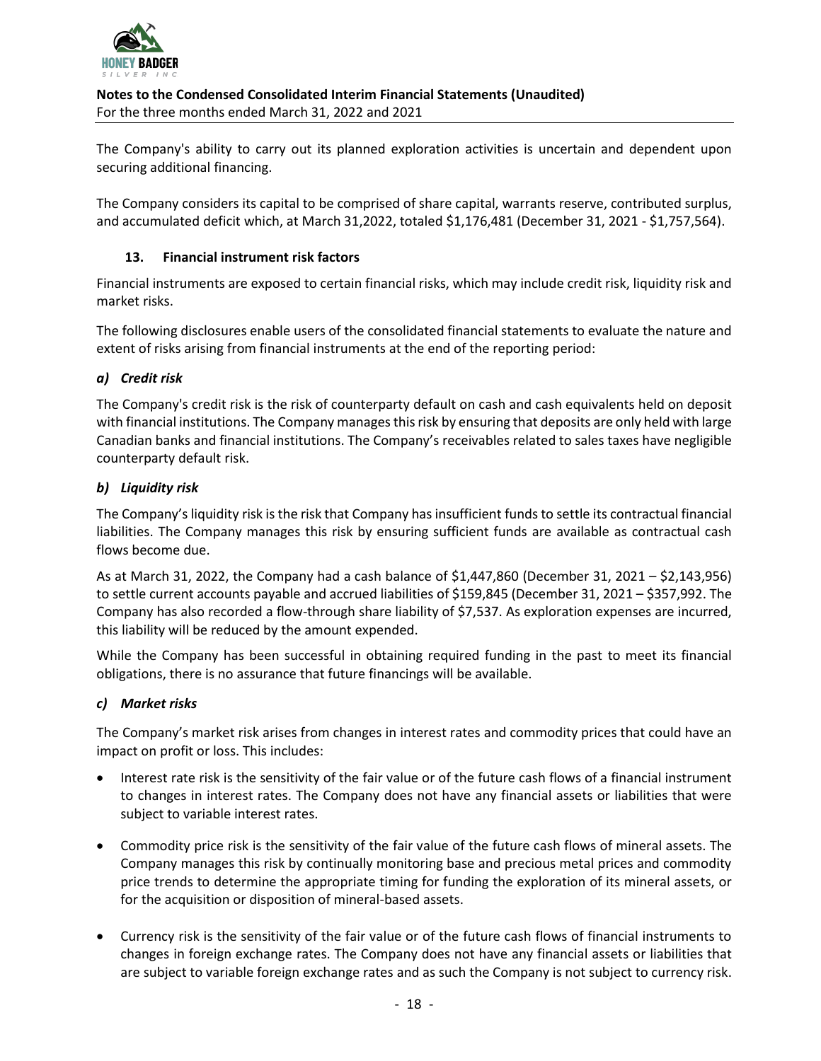The Company's ability to carry out its planned exploration activities is uncertain and dependent upon securing additional financing.

The Company considers its capital to be comprised of share capital, warrants reserve, contributed surplus, and accumulated deficit which, at March 31,2022, totaled $1,176,481 (December 31, 2021 - $1,757,564).

### 13. Financial instrument risk factors

Financial instruments are exposed to certain financial risks, which may include credit risk, liquidity risk and market risks.

The following disclosures enable users of the consolidated financial statements to evaluate the nature and extent of risks arising from financial instruments at the end of the reporting period:

#### *a) Credit risk*

The Company's credit risk is the risk of counterparty default on cash and cash equivalents held on deposit with financial institutions. The Company manages this risk by ensuring that deposits are only held with large Canadian banks and financial institutions. The Company's receivables related to sales taxes have negligible counterparty default risk.

#### *b) Liquidity risk*

The Company's liquidity risk is the risk that Company has insufficient funds to settle its contractual financial liabilities. The Company manages this risk by ensuring sufficient funds are available as contractual cash flows become due.

As at March 31, 2022, the Company had a cash balance of $1,447,860 (December 31, 2021 – $2,143,956) to settle current accounts payable and accrued liabilities of $159,845 (December 31, 2021 – $357,992. The Company has also recorded a flow-through share liability of $7,537. As exploration expenses are incurred, this liability will be reduced by the amount expended.

While the Company has been successful in obtaining required funding in the past to meet its financial obligations, there is no assurance that future financings will be available.

#### *c) Market risks*

The Company's market risk arises from changes in interest rates and commodity prices that could have an impact on profit or loss. This includes:

- Interest rate risk is the sensitivity of the fair value or of the future cash flows of a financial instrument to changes in interest rates. The Company does not have any financial assets or liabilities that were subject to variable interest rates.
- Commodity price risk is the sensitivity of the fair value of the future cash flows of mineral assets. The Company manages this risk by continually monitoring base and precious metal prices and commodity price trends to determine the appropriate timing for funding the exploration of its mineral assets, or for the acquisition or disposition of mineral-based assets.
- Currency risk is the sensitivity of the fair value or of the future cash flows of financial instruments to changes in foreign exchange rates. The Company does not have any financial assets or liabilities that are subject to variable foreign exchange rates and as such the Company is not subject to currency risk.